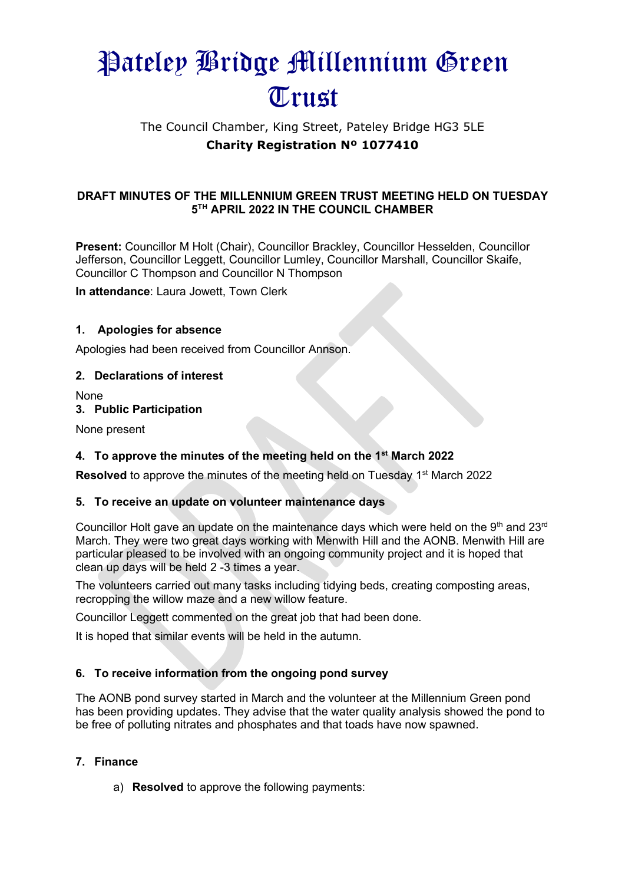# Pateley Bridge Millennium Green Trust

The Council Chamber, King Street, Pateley Bridge HG3 5LE

**Charity Registration Nº 1077410**

**DRAFT MINUTES OF THE MILLENNIUM GREEN TRUST MEETING HELD ON TUESDAY 5TH APRIL 2022 IN THE COUNCIL CHAMBER**

**Present:** Councillor M Holt (Chair), Councillor Brackley, Councillor Hesselden, Councillor Jefferson, Councillor Leggett, Councillor Lumley, Councillor Marshall, Councillor Skaife, Councillor C Thompson and Councillor N Thompson

**In attendance**: Laura Jowett, Town Clerk

## 1. Apologies for absence

Apologies had been received from Councillor Annson.

## 2. Declarations of interest

None

## 3. Public Participation

None present

## 4. To approve the minutes of the meeting held on the 1st March 2022

**Resolved** to approve the minutes of the meeting held on Tuesday 1st March 2022

## 5. To receive an update on volunteer maintenance days

Councillor Holt gave an update on the maintenance days which were held on the 9th and 23rd March. They were two great days working with Menwith Hill and the AONB. Menwith Hill are particular pleased to be involved with an ongoing community project and it is hoped that clean up days will be held 2 -3 times a year.

The volunteers carried out many tasks including tidying beds, creating composting areas, recropping the willow maze and a new willow feature.

Councillor Leggett commented on the great job that had been done.

It is hoped that similar events will be held in the autumn.

## 6. To receive information from the ongoing pond survey

The AONB pond survey started in March and the volunteer at the Millennium Green pond has been providing updates. They advise that the water quality analysis showed the pond to be free of polluting nitrates and phosphates and that toads have now spawned.

## 7. Finance

a) **Resolved** to approve the following payments: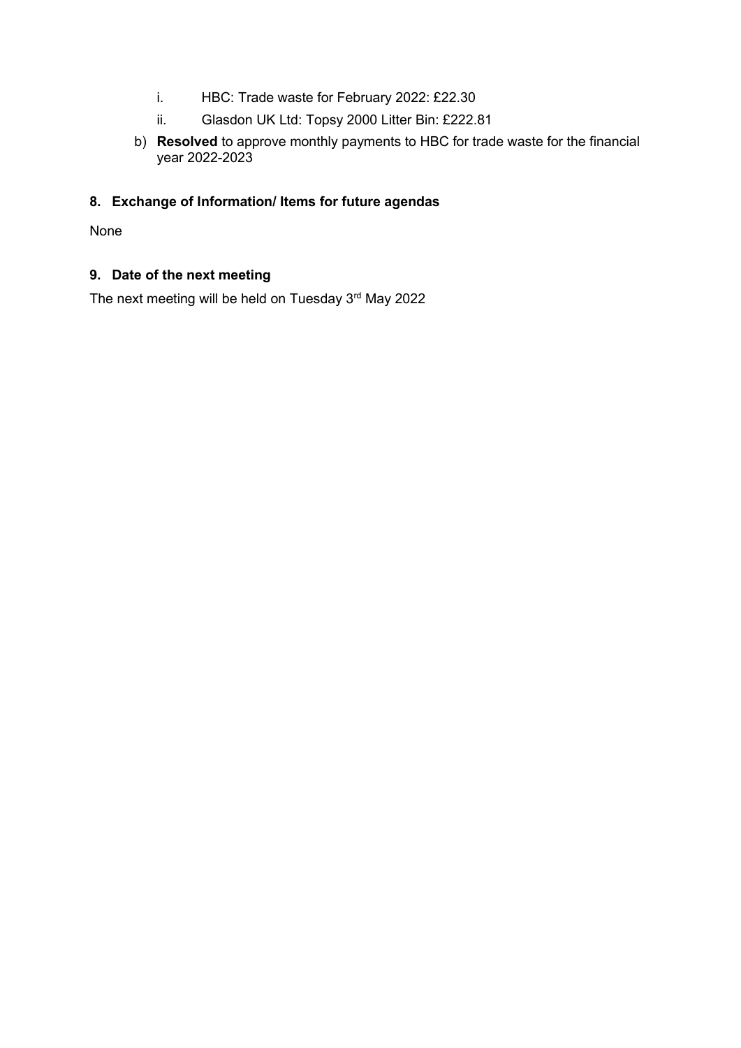i. HBC: Trade waste for February 2022: £22.30
   ii. Glasdon UK Ltd: Topsy 2000 Litter Bin: £222.81

b) **Resolved** to approve monthly payments to HBC for trade waste for the financial year 2022-2023

## 8. Exchange of Information/ Items for future agendas

None

## 9. Date of the next meeting

The next meeting will be held on Tuesday 3rd May 2022